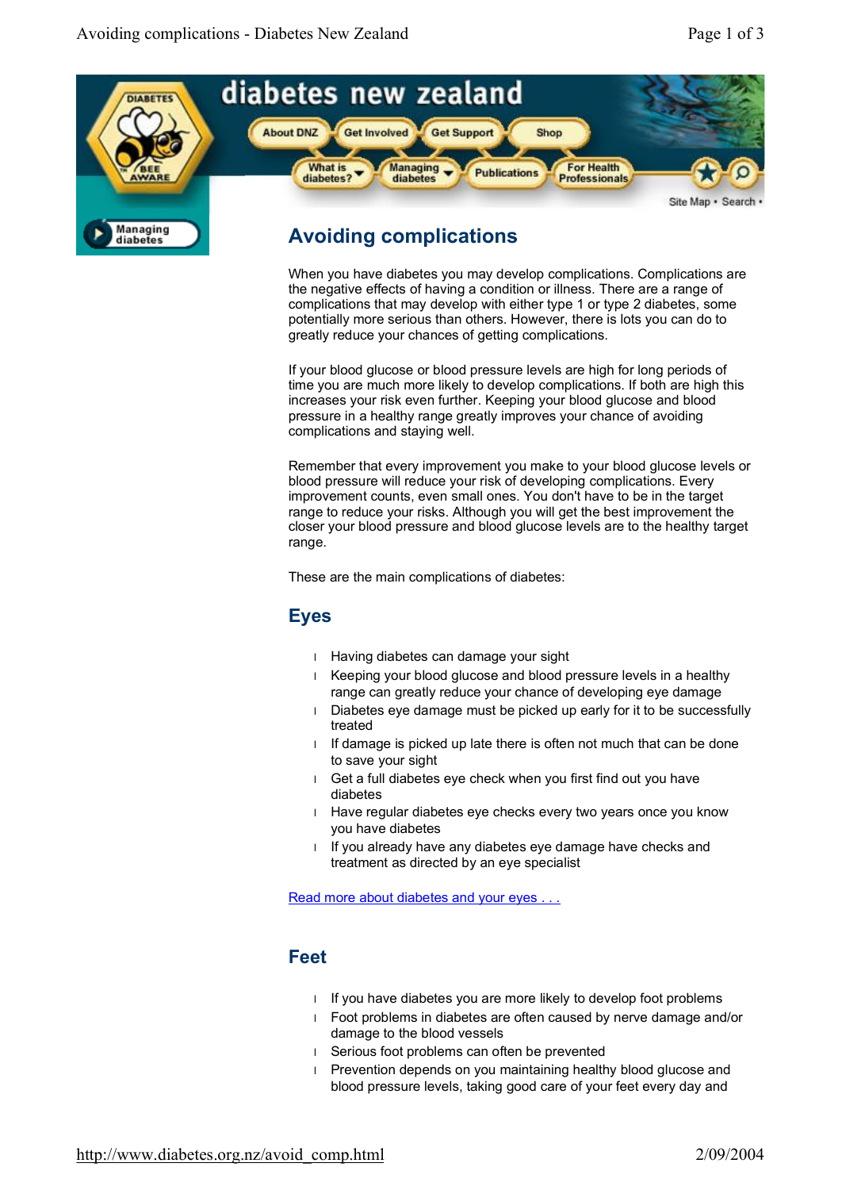diabetes new zealand

About DNZ | Get Involved | Get Support | Shop

What is diabetes? | Managing diabetes | Publications | For Health Professionals

Site Map • Search •

Managing diabetes

# Avoiding complications

When you have diabetes you may develop complications. Complications are the negative effects of having a condition or illness. There are a range of complications that may develop with either type 1 or type 2 diabetes, some potentially more serious than others. However, there is lots you can do to greatly reduce your chances of getting complications.

If your blood glucose or blood pressure levels are high for long periods of time you are much more likely to develop complications. If both are high this increases your risk even further. Keeping your blood glucose and blood pressure in a healthy range greatly improves your chance of avoiding complications and staying well.

Remember that every improvement you make to your blood glucose levels or blood pressure will reduce your risk of developing complications. Every improvement counts, even small ones. You don't have to be in the target range to reduce your risks. Although you will get the best improvement the closer your blood pressure and blood glucose levels are to the healthy target range.

These are the main complications of diabetes:

## Eyes

- Having diabetes can damage your sight
- Keeping your blood glucose and blood pressure levels in a healthy range can greatly reduce your chance of developing eye damage
- Diabetes eye damage must be picked up early for it to be successfully treated
- If damage is picked up late there is often not much that can be done to save your sight
- Get a full diabetes eye check when you first find out you have diabetes
- Have regular diabetes eye checks every two years once you know you have diabetes
- If you already have any diabetes eye damage have checks and treatment as directed by an eye specialist

Read more about diabetes and your eyes . . .

## Feet

- If you have diabetes you are more likely to develop foot problems
- Foot problems in diabetes are often caused by nerve damage and/or damage to the blood vessels
- Serious foot problems can often be prevented
- Prevention depends on you maintaining healthy blood glucose and blood pressure levels, taking good care of your feet every day and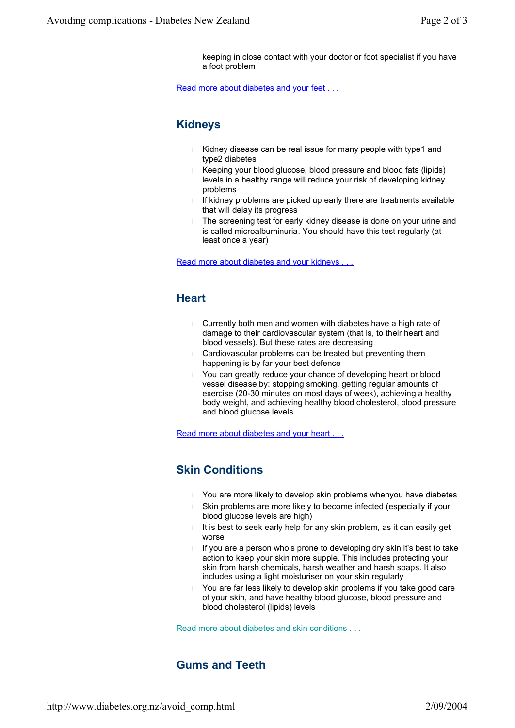keeping in close contact with your doctor or foot specialist if you have a foot problem

Read more about diabetes and your feet . . .

## Kidneys

- Kidney disease can be real issue for many people with type1 and type2 diabetes
- Keeping your blood glucose, blood pressure and blood fats (lipids) levels in a healthy range will reduce your risk of developing kidney problems
- If kidney problems are picked up early there are treatments available that will delay its progress
- The screening test for early kidney disease is done on your urine and is called microalbuminuria. You should have this test regularly (at least once a year)

Read more about diabetes and your kidneys . . .

## Heart

- Currently both men and women with diabetes have a high rate of damage to their cardiovascular system (that is, to their heart and blood vessels). But these rates are decreasing
- Cardiovascular problems can be treated but preventing them happening is by far your best defence
- You can greatly reduce your chance of developing heart or blood vessel disease by: stopping smoking, getting regular amounts of exercise (20-30 minutes on most days of week), achieving a healthy body weight, and achieving healthy blood cholesterol, blood pressure and blood glucose levels

Read more about diabetes and your heart . . .

## Skin Conditions

- You are more likely to develop skin problems whenyou have diabetes
- Skin problems are more likely to become infected (especially if your blood glucose levels are high)
- It is best to seek early help for any skin problem, as it can easily get worse
- If you are a person who's prone to developing dry skin it's best to take action to keep your skin more supple. This includes protecting your skin from harsh chemicals, harsh weather and harsh soaps. It also includes using a light moisturiser on your skin regularly
- You are far less likely to develop skin problems if you take good care of your skin, and have healthy blood glucose, blood pressure and blood cholesterol (lipids) levels

Read more about diabetes and skin conditions . . .

## Gums and Teeth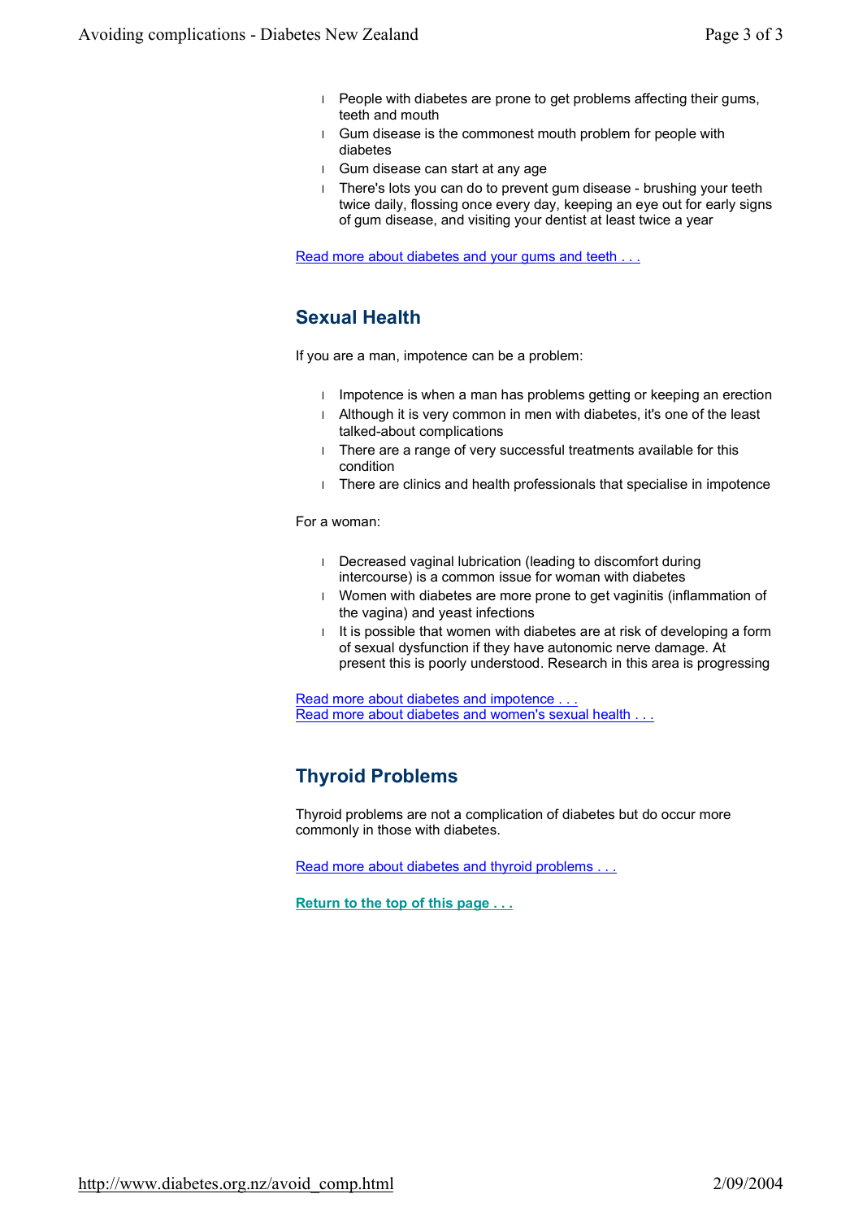- People with diabetes are prone to get problems affecting their gums, teeth and mouth
- Gum disease is the commonest mouth problem for people with diabetes
- Gum disease can start at any age
- There's lots you can do to prevent gum disease - brushing your teeth twice daily, flossing once every day, keeping an eye out for early signs of gum disease, and visiting your dentist at least twice a year

Read more about diabetes and your gums and teeth . . .

## Sexual Health

If you are a man, impotence can be a problem:

- Impotence is when a man has problems getting or keeping an erection
- Although it is very common in men with diabetes, it's one of the least talked-about complications
- There are a range of very successful treatments available for this condition
- There are clinics and health professionals that specialise in impotence

For a woman:

- Decreased vaginal lubrication (leading to discomfort during intercourse) is a common issue for woman with diabetes
- Women with diabetes are more prone to get vaginitis (inflammation of the vagina) and yeast infections
- It is possible that women with diabetes are at risk of developing a form of sexual dysfunction if they have autonomic nerve damage. At present this is poorly understood. Research in this area is progressing

Read more about diabetes and impotence . . .
Read more about diabetes and women's sexual health . . .

## Thyroid Problems

Thyroid problems are not a complication of diabetes but do occur more commonly in those with diabetes.

Read more about diabetes and thyroid problems . . .

**Return to the top of this page . . .**